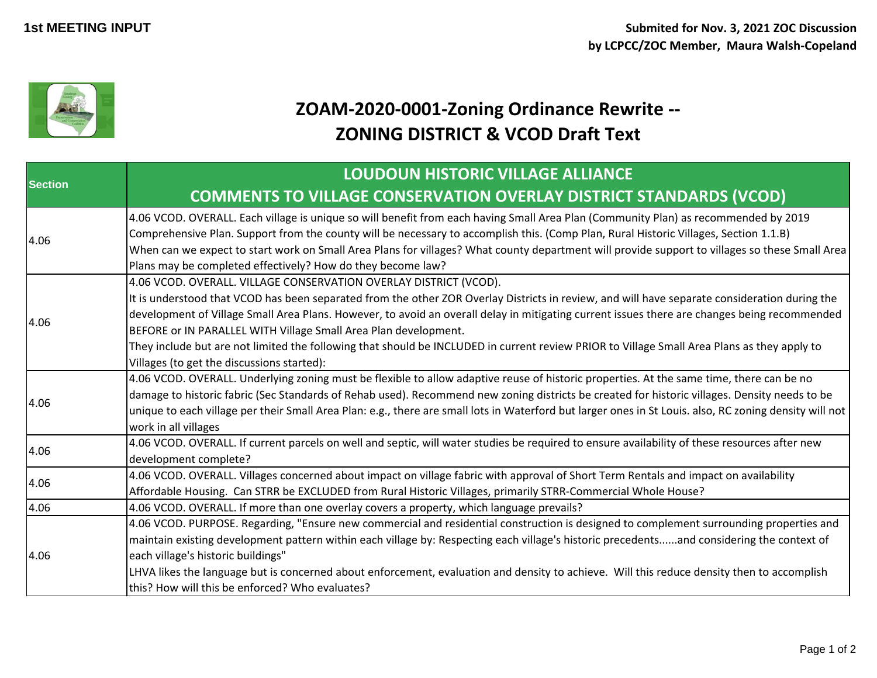**1st MEETING INPUT**

**Submited for Nov. 3, 2021 ZOC Discussion**
**by LCPCC/ZOC Member, Maura Walsh-Copeland**

# ZOAM-2020-0001-Zoning Ordinance Rewrite -- ZONING DISTRICT & VCOD Draft Text

| Section | LOUDOUN HISTORIC VILLAGE ALLIANCE COMMENTS TO VILLAGE CONSERVATION OVERLAY DISTRICT STANDARDS (VCOD) |
|---|---|
| 4.06 | 4.06 VCOD. OVERALL. Each village is unique so will benefit from each having Small Area Plan (Community Plan) as recommended by 2019 Comprehensive Plan. Support from the county will be necessary to accomplish this. (Comp Plan, Rural Historic Villages, Section 1.1.B) When can we expect to start work on Small Area Plans for villages? What county department will provide support to villages so these Small Area Plans may be completed effectively? How do they become law? |
| 4.06 | 4.06 VCOD. OVERALL. VILLAGE CONSERVATION OVERLAY DISTRICT (VCOD). It is understood that VCOD has been separated from the other ZOR Overlay Districts in review, and will have separate consideration during the development of Village Small Area Plans. However, to avoid an overall delay in mitigating current issues there are changes being recommended BEFORE or IN PARALLEL WITH Village Small Area Plan development. They include but are not limited the following that should be INCLUDED in current review PRIOR to Village Small Area Plans as they apply to Villages (to get the discussions started): |
| 4.06 | 4.06 VCOD. OVERALL. Underlying zoning must be flexible to allow adaptive reuse of historic properties. At the same time, there can be no damage to historic fabric (Sec Standards of Rehab used). Recommend new zoning districts be created for historic villages. Density needs to be unique to each village per their Small Area Plan: e.g., there are small lots in Waterford but larger ones in St Louis. also, RC zoning density will not work in all villages |
| 4.06 | 4.06 VCOD. OVERALL. If current parcels on well and septic, will water studies be required to ensure availability of these resources after new development complete? |
| 4.06 | 4.06 VCOD. OVERALL. Villages concerned about impact on village fabric with approval of Short Term Rentals and impact on availability Affordable Housing. Can STRR be EXCLUDED from Rural Historic Villages, primarily STRR-Commercial Whole House? |
| 4.06 | 4.06 VCOD. OVERALL. If more than one overlay covers a property, which language prevails? |
| 4.06 | 4.06 VCOD. PURPOSE. Regarding, "Ensure new commercial and residential construction is designed to complement surrounding properties and maintain existing development pattern within each village by: Respecting each village's historic precedents......and considering the context of each village's historic buildings" LHVA likes the language but is concerned about enforcement, evaluation and density to achieve. Will this reduce density then to accomplish this? How will this be enforced? Who evaluates? |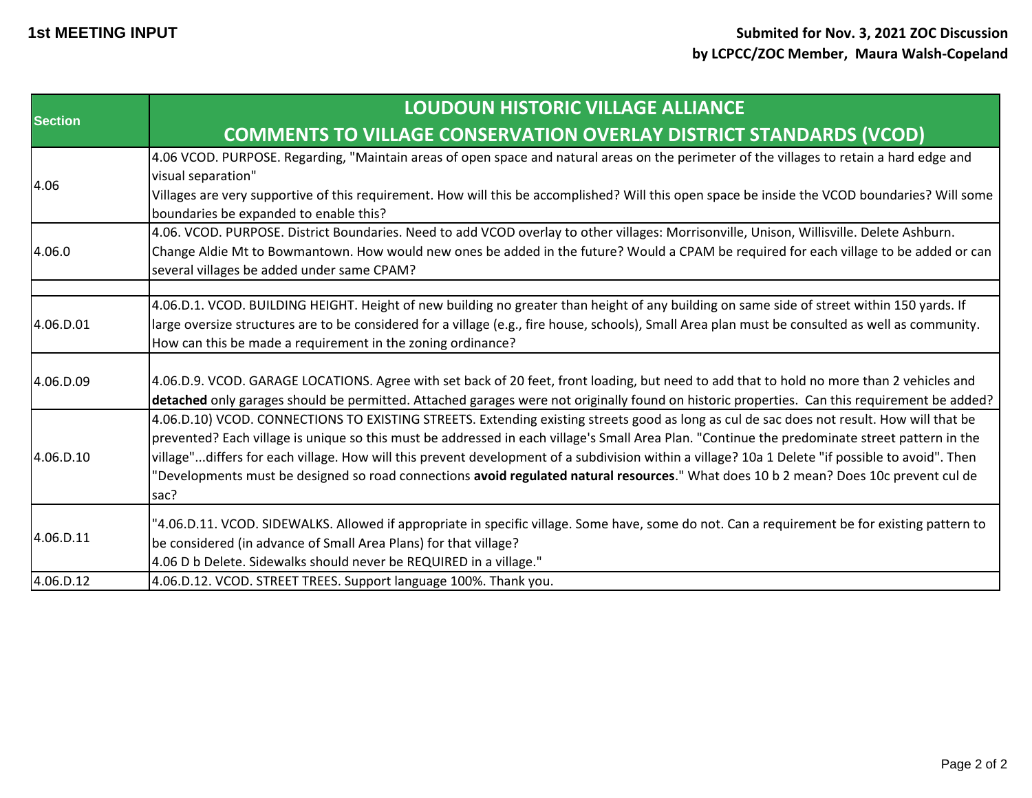**1st MEETING INPUT**

**Submited for Nov. 3, 2021 ZOC Discussion**
**by LCPCC/ZOC Member, Maura Walsh-Copeland**

| Section | LOUDOUN HISTORIC VILLAGE ALLIANCE COMMENTS TO VILLAGE CONSERVATION OVERLAY DISTRICT STANDARDS (VCOD) |
|---|---|
| 4.06 | 4.06 VCOD. PURPOSE. Regarding, "Maintain areas of open space and natural areas on the perimeter of the villages to retain a hard edge and visual separation" Villages are very supportive of this requirement. How will this be accomplished? Will this open space be inside the VCOD boundaries? Will some boundaries be expanded to enable this? |
| 4.06.0 | 4.06. VCOD. PURPOSE. District Boundaries. Need to add VCOD overlay to other villages: Morrisonville, Unison, Willisville. Delete Ashburn. Change Aldie Mt to Bowmantown. How would new ones be added in the future? Would a CPAM be required for each village to be added or can several villages be added under same CPAM? |
| | |
| 4.06.D.01 | 4.06.D.1. VCOD. BUILDING HEIGHT. Height of new building no greater than height of any building on same side of street within 150 yards. If large oversize structures are to be considered for a village (e.g., fire house, schools), Small Area plan must be consulted as well as community. How can this be made a requirement in the zoning ordinance? |
| 4.06.D.09 | 4.06.D.9. VCOD. GARAGE LOCATIONS. Agree with set back of 20 feet, front loading, but need to add that to hold no more than 2 vehicles and **detached** only garages should be permitted. Attached garages were not originally found on historic properties. Can this requirement be added? |
| 4.06.D.10 | 4.06.D.10) VCOD. CONNECTIONS TO EXISTING STREETS. Extending existing streets good as long as cul de sac does not result. How will that be prevented? Each village is unique so this must be addressed in each village's Small Area Plan. "Continue the predominate street pattern in the village"...differs for each village. How will this prevent development of a subdivision within a village? 10a 1 Delete "if possible to avoid". Then "Developments must be designed so road connections **avoid regulated natural resources**." What does 10 b 2 mean? Does 10c prevent cul de sac? |
| 4.06.D.11 | "4.06.D.11. VCOD. SIDEWALKS. Allowed if appropriate in specific village. Some have, some do not. Can a requirement be for existing pattern to be considered (in advance of Small Area Plans) for that village? 4.06 D b Delete. Sidewalks should never be REQUIRED in a village." |
| 4.06.D.12 | 4.06.D.12. VCOD. STREET TREES. Support language 100%. Thank you. |